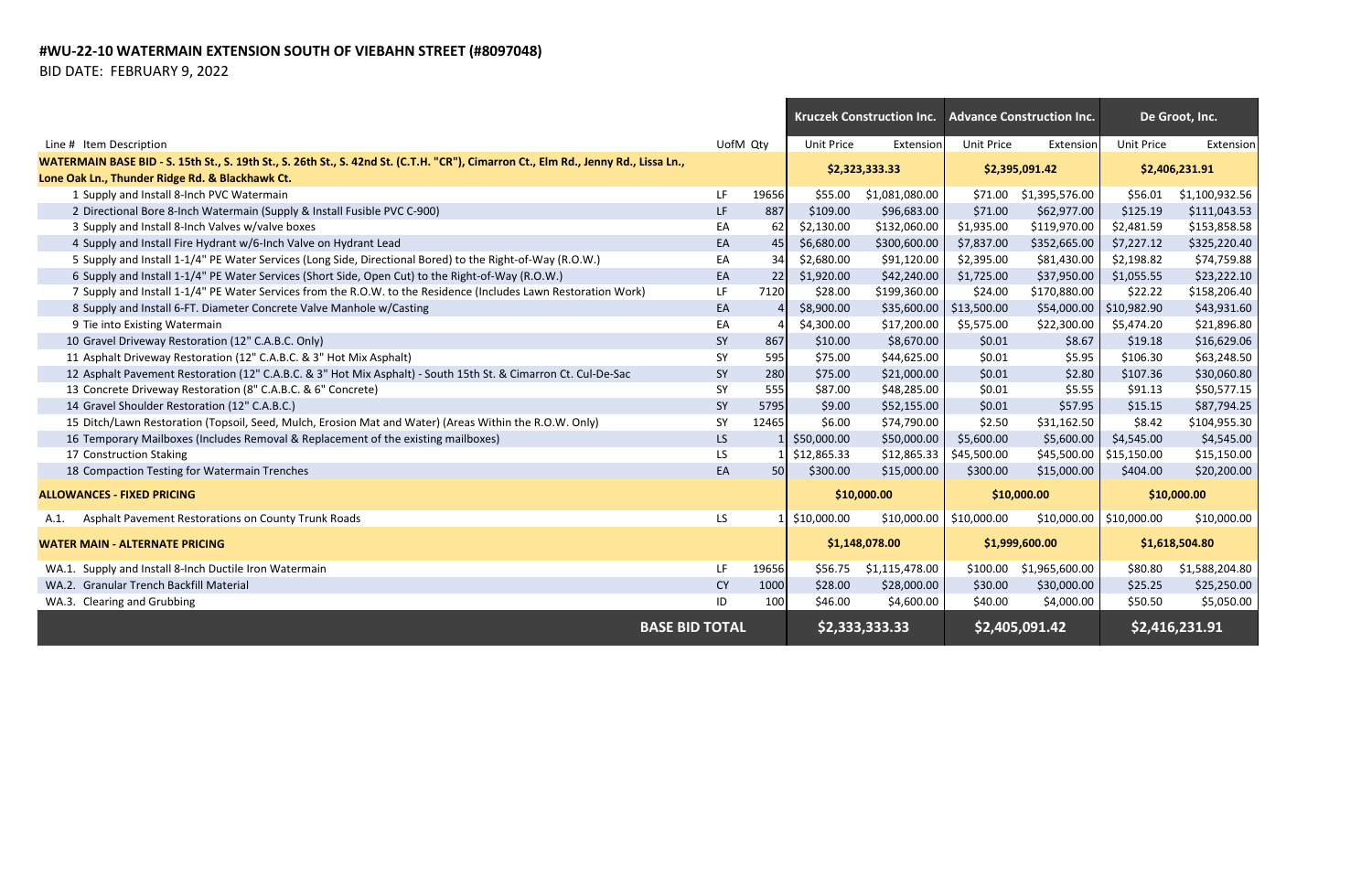**#WU-22-10 WATERMAIN EXTENSION SOUTH OF VIEBAHN STREET (#8097048)**

BID DATE: FEBRUARY 9, 2022

| Line # Item Description | UofM | Qty | Kruczek Construction Inc. | | Advance Construction Inc. | | De Groot, Inc. | |
|---|---|---|---|---|---|---|---|---|
| | | | Unit Price | Extension | Unit Price | Extension | Unit Price | Extension |
| **WATERMAIN BASE BID - S. 15th St., S. 19th St., S. 26th St., S. 42nd St. (C.T.H. "CR"), Cimarron Ct., Elm Rd., Jenny Rd., Lissa Ln., Lone Oak Ln., Thunder Ridge Rd. & Blackhawk Ct.** | | | $2,323,333.33 | | $2,395,091.42 | | $2,406,231.91 | |
| 1 Supply and Install 8-Inch PVC Watermain | LF | 19656 | $55.00 | $1,081,080.00 | $71.00 | $1,395,576.00 | $56.01 | $1,100,932.56 |
| 2 Directional Bore 8-Inch Watermain (Supply & Install Fusible PVC C-900) | LF | 887 | $109.00 | $96,683.00 | $71.00 | $62,977.00 | $125.19 | $111,043.53 |
| 3 Supply and Install 8-Inch Valves w/valve boxes | EA | 62 | $2,130.00 | $132,060.00 | $1,935.00 | $119,970.00 | $2,481.59 | $153,858.58 |
| 4 Supply and Install Fire Hydrant w/6-Inch Valve on Hydrant Lead | EA | 45 | $6,680.00 | $300,600.00 | $7,837.00 | $352,665.00 | $7,227.12 | $325,220.40 |
| 5 Supply and Install 1-1/4" PE Water Services (Long Side, Directional Bored) to the Right-of-Way (R.O.W.) | EA | 34 | $2,680.00 | $91,120.00 | $2,395.00 | $81,430.00 | $2,198.82 | $74,759.88 |
| 6 Supply and Install 1-1/4" PE Water Services (Short Side, Open Cut) to the Right-of-Way (R.O.W.) | EA | 22 | $1,920.00 | $42,240.00 | $1,725.00 | $37,950.00 | $1,055.55 | $23,222.10 |
| 7 Supply and Install 1-1/4" PE Water Services from the R.O.W. to the Residence (Includes Lawn Restoration Work) | LF | 7120 | $28.00 | $199,360.00 | $24.00 | $170,880.00 | $22.22 | $158,206.40 |
| 8 Supply and Install 6-FT. Diameter Concrete Valve Manhole w/Casting | EA | 4 | $8,900.00 | $35,600.00 | $13,500.00 | $54,000.00 | $10,982.90 | $43,931.60 |
| 9 Tie into Existing Watermain | EA | 4 | $4,300.00 | $17,200.00 | $5,575.00 | $22,300.00 | $5,474.20 | $21,896.80 |
| 10 Gravel Driveway Restoration (12" C.A.B.C. Only) | SY | 867 | $10.00 | $8,670.00 | $0.01 | $8.67 | $19.18 | $16,629.06 |
| 11 Asphalt Driveway Restoration (12" C.A.B.C. & 3" Hot Mix Asphalt) | SY | 595 | $75.00 | $44,625.00 | $0.01 | $5.95 | $106.30 | $63,248.50 |
| 12 Asphalt Pavement Restoration (12" C.A.B.C. & 3" Hot Mix Asphalt) - South 15th St. & Cimarron Ct. Cul-De-Sac | SY | 280 | $75.00 | $21,000.00 | $0.01 | $2.80 | $107.36 | $30,060.80 |
| 13 Concrete Driveway Restoration (8" C.A.B.C. & 6" Concrete) | SY | 555 | $87.00 | $48,285.00 | $0.01 | $5.55 | $91.13 | $50,577.15 |
| 14 Gravel Shoulder Restoration (12" C.A.B.C.) | SY | 5795 | $9.00 | $52,155.00 | $0.01 | $57.95 | $15.15 | $87,794.25 |
| 15 Ditch/Lawn Restoration (Topsoil, Seed, Mulch, Erosion Mat and Water) (Areas Within the R.O.W. Only) | SY | 12465 | $6.00 | $74,790.00 | $2.50 | $31,162.50 | $8.42 | $104,955.30 |
| 16 Temporary Mailboxes (Includes Removal & Replacement of the existing mailboxes) | LS | 1 | $50,000.00 | $50,000.00 | $5,600.00 | $5,600.00 | $4,545.00 | $4,545.00 |
| 17 Construction Staking | LS | 1 | $12,865.33 | $12,865.33 | $45,500.00 | $45,500.00 | $15,150.00 | $15,150.00 |
| 18 Compaction Testing for Watermain Trenches | EA | 50 | $300.00 | $15,000.00 | $300.00 | $15,000.00 | $404.00 | $20,200.00 |
| **ALLOWANCES - FIXED PRICING** | | | $10,000.00 | | $10,000.00 | | $10,000.00 | |
| A.1. Asphalt Pavement Restorations on County Trunk Roads | LS | 1 | $10,000.00 | $10,000.00 | $10,000.00 | $10,000.00 | $10,000.00 | $10,000.00 |
| **WATER MAIN - ALTERNATE PRICING** | | | $1,148,078.00 | | $1,999,600.00 | | $1,618,504.80 | |
| WA.1. Supply and Install 8-Inch Ductile Iron Watermain | LF | 19656 | $56.75 | $1,115,478.00 | $100.00 | $1,965,600.00 | $80.80 | $1,588,204.80 |
| WA.2. Granular Trench Backfill Material | CY | 1000 | $28.00 | $28,000.00 | $30.00 | $30,000.00 | $25.25 | $25,250.00 |
| WA.3. Clearing and Grubbing | ID | 100 | $46.00 | $4,600.00 | $40.00 | $4,000.00 | $50.50 | $5,050.00 |
| **BASE BID TOTAL** | | | **$2,333,333.33** | | **$2,405,091.42** | | **$2,416,231.91** | |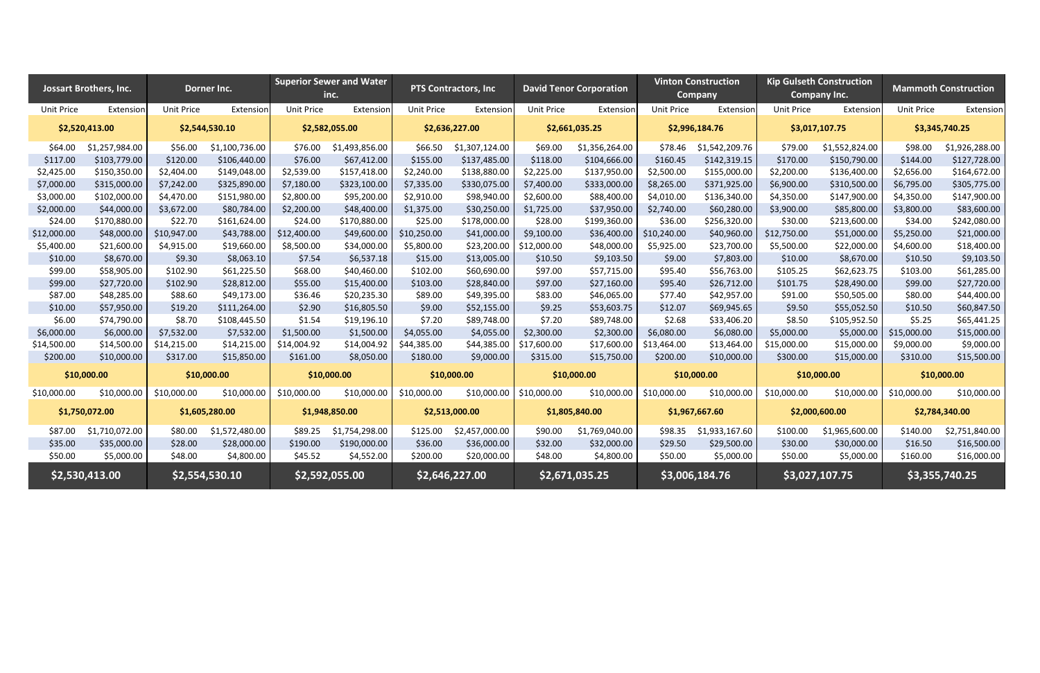| Jossart Brothers, Inc. | | Dorner Inc. | | Superior Sewer and Water inc. | | PTS Contractors, Inc | | David Tenor Corporation | | Vinton Construction Company | | Kip Gulseth Construction Company Inc. | | Mammoth Construction | |
|---|---|---|---|---|---|---|---|---|---|---|---|---|---|---|---|
| Unit Price | Extension | Unit Price | Extension | Unit Price | Extension | Unit Price | Extension | Unit Price | Extension | Unit Price | Extension | Unit Price | Extension | Unit Price | Extension |
| $2,520,413.00 | | $2,544,530.10 | | $2,582,055.00 | | $2,636,227.00 | | $2,661,035.25 | | $2,996,184.76 | | $3,017,107.75 | | $3,345,740.25 | |
| $64.00 | $1,257,984.00 | $56.00 | $1,100,736.00 | $76.00 | $1,493,856.00 | $66.50 | $1,307,124.00 | $69.00 | $1,356,264.00 | $78.46 | $1,542,209.76 | $79.00 | $1,552,824.00 | $98.00 | $1,926,288.00 |
| $117.00 | $103,779.00 | $120.00 | $106,440.00 | $76.00 | $67,412.00 | $155.00 | $137,485.00 | $118.00 | $104,666.00 | $160.45 | $142,319.15 | $170.00 | $150,790.00 | $144.00 | $127,728.00 |
| $2,425.00 | $150,350.00 | $2,404.00 | $149,048.00 | $2,539.00 | $157,418.00 | $2,240.00 | $138,880.00 | $2,225.00 | $137,950.00 | $2,500.00 | $155,000.00 | $2,200.00 | $136,400.00 | $2,656.00 | $164,672.00 |
| $7,000.00 | $315,000.00 | $7,242.00 | $325,890.00 | $7,180.00 | $323,100.00 | $7,335.00 | $330,075.00 | $7,400.00 | $333,000.00 | $8,265.00 | $371,925.00 | $6,900.00 | $310,500.00 | $6,795.00 | $305,775.00 |
| $3,000.00 | $102,000.00 | $4,470.00 | $151,980.00 | $2,800.00 | $95,200.00 | $2,910.00 | $98,940.00 | $2,600.00 | $88,400.00 | $4,010.00 | $136,340.00 | $4,350.00 | $147,900.00 | $4,350.00 | $147,900.00 |
| $2,000.00 | $44,000.00 | $3,672.00 | $80,784.00 | $2,200.00 | $48,400.00 | $1,375.00 | $30,250.00 | $1,725.00 | $37,950.00 | $2,740.00 | $60,280.00 | $3,900.00 | $85,800.00 | $3,800.00 | $83,600.00 |
| $24.00 | $170,880.00 | $22.70 | $161,624.00 | $24.00 | $170,880.00 | $25.00 | $178,000.00 | $28.00 | $199,360.00 | $36.00 | $256,320.00 | $30.00 | $213,600.00 | $34.00 | $242,080.00 |
| $12,000.00 | $48,000.00 | $10,947.00 | $43,788.00 | $12,400.00 | $49,600.00 | $10,250.00 | $41,000.00 | $9,100.00 | $36,400.00 | $10,240.00 | $40,960.00 | $12,750.00 | $51,000.00 | $5,250.00 | $21,000.00 |
| $5,400.00 | $21,600.00 | $4,915.00 | $19,660.00 | $8,500.00 | $34,000.00 | $5,800.00 | $23,200.00 | $12,000.00 | $48,000.00 | $5,925.00 | $23,700.00 | $5,500.00 | $22,000.00 | $4,600.00 | $18,400.00 |
| $10.00 | $8,670.00 | $9.30 | $8,063.10 | $7.54 | $6,537.18 | $15.00 | $13,005.00 | $10.50 | $9,103.50 | $9.00 | $7,803.00 | $10.00 | $8,670.00 | $10.50 | $9,103.50 |
| $99.00 | $58,905.00 | $102.90 | $61,225.50 | $68.00 | $40,460.00 | $102.00 | $60,690.00 | $97.00 | $57,715.00 | $95.40 | $56,763.00 | $105.25 | $62,623.75 | $103.00 | $61,285.00 |
| $99.00 | $27,720.00 | $102.90 | $28,812.00 | $55.00 | $15,400.00 | $103.00 | $28,840.00 | $97.00 | $27,160.00 | $95.40 | $26,712.00 | $101.75 | $28,490.00 | $99.00 | $27,720.00 |
| $87.00 | $48,285.00 | $88.60 | $49,173.00 | $36.46 | $20,235.30 | $89.00 | $49,395.00 | $83.00 | $46,065.00 | $77.40 | $42,957.00 | $91.00 | $50,505.00 | $80.00 | $44,400.00 |
| $10.00 | $57,950.00 | $19.20 | $111,264.00 | $2.90 | $16,805.50 | $9.00 | $52,155.00 | $9.25 | $53,603.75 | $12.07 | $69,945.65 | $9.50 | $55,052.50 | $10.50 | $60,847.50 |
| $6.00 | $74,790.00 | $8.70 | $108,445.50 | $1.54 | $19,196.10 | $7.20 | $89,748.00 | $7.20 | $89,748.00 | $2.68 | $33,406.20 | $8.50 | $105,952.50 | $5.25 | $65,441.25 |
| $6,000.00 | $6,000.00 | $7,532.00 | $7,532.00 | $1,500.00 | $1,500.00 | $4,055.00 | $4,055.00 | $2,300.00 | $2,300.00 | $6,080.00 | $6,080.00 | $5,000.00 | $5,000.00 | $15,000.00 | $15,000.00 |
| $14,500.00 | $14,500.00 | $14,215.00 | $14,215.00 | $14,004.92 | $14,004.92 | $44,385.00 | $44,385.00 | $17,600.00 | $17,600.00 | $13,464.00 | $13,464.00 | $15,000.00 | $15,000.00 | $9,000.00 | $9,000.00 |
| $200.00 | $10,000.00 | $317.00 | $15,850.00 | $161.00 | $8,050.00 | $180.00 | $9,000.00 | $315.00 | $15,750.00 | $200.00 | $10,000.00 | $300.00 | $15,000.00 | $310.00 | $15,500.00 |
| $10,000.00 | | $10,000.00 | | $10,000.00 | | $10,000.00 | | $10,000.00 | | $10,000.00 | | $10,000.00 | | $10,000.00 | |
| $10,000.00 | $10,000.00 | $10,000.00 | $10,000.00 | $10,000.00 | $10,000.00 | $10,000.00 | $10,000.00 | $10,000.00 | $10,000.00 | $10,000.00 | $10,000.00 | $10,000.00 | $10,000.00 | $10,000.00 | $10,000.00 |
| $1,750,072.00 | | $1,605,280.00 | | $1,948,850.00 | | $2,513,000.00 | | $1,805,840.00 | | $1,967,667.60 | | $2,000,600.00 | | $2,784,340.00 | |
| $87.00 | $1,710,072.00 | $80.00 | $1,572,480.00 | $89.25 | $1,754,298.00 | $125.00 | $2,457,000.00 | $90.00 | $1,769,040.00 | $98.35 | $1,933,167.60 | $100.00 | $1,965,600.00 | $140.00 | $2,751,840.00 |
| $35.00 | $35,000.00 | $28.00 | $28,000.00 | $190.00 | $190,000.00 | $36.00 | $36,000.00 | $32.00 | $32,000.00 | $29.50 | $29,500.00 | $30.00 | $30,000.00 | $16.50 | $16,500.00 |
| $50.00 | $5,000.00 | $48.00 | $4,800.00 | $45.52 | $4,552.00 | $200.00 | $20,000.00 | $48.00 | $4,800.00 | $50.00 | $5,000.00 | $50.00 | $5,000.00 | $160.00 | $16,000.00 |
| $2,530,413.00 | | $2,554,530.10 | | $2,592,055.00 | | $2,646,227.00 | | $2,671,035.25 | | $3,006,184.76 | | $3,027,107.75 | | $3,355,740.25 | |